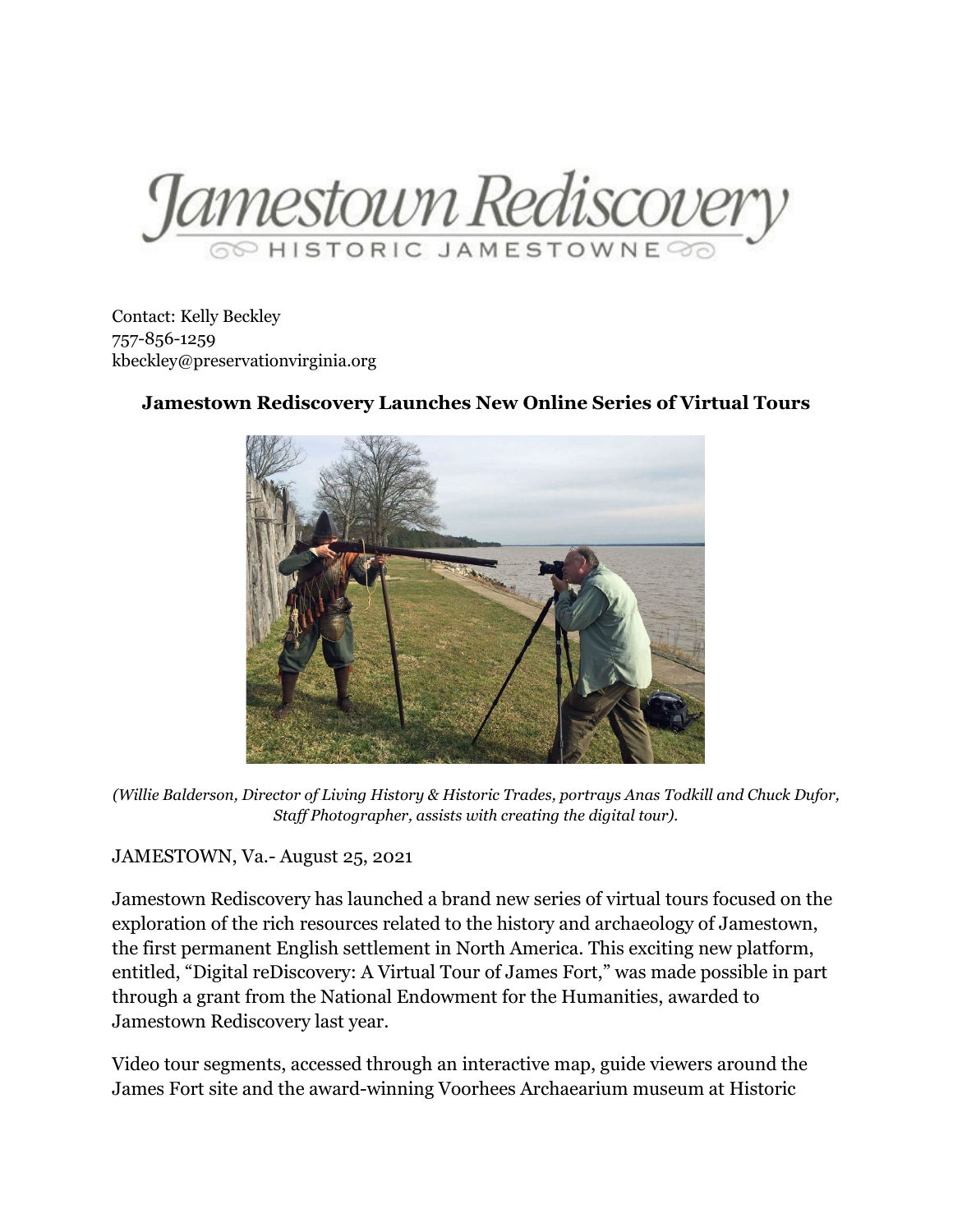# Jamestown Rediscovery

HISTORIC JAMESTOWNE

Contact: Kelly Beckley
757-856-1259
kbeckley@preservationvirginia.org

## Jamestown Rediscovery Launches New Online Series of Virtual Tours

*(Willie Balderson, Director of Living History & Historic Trades, portrays Anas Todkill and Chuck Dufor, Staff Photographer, assists with creating the digital tour).*

JAMESTOWN, Va.- August 25, 2021

Jamestown Rediscovery has launched a brand new series of virtual tours focused on the exploration of the rich resources related to the history and archaeology of Jamestown, the first permanent English settlement in North America. This exciting new platform, entitled, "Digital reDiscovery: A Virtual Tour of James Fort," was made possible in part through a grant from the National Endowment for the Humanities, awarded to Jamestown Rediscovery last year.

Video tour segments, accessed through an interactive map, guide viewers around the James Fort site and the award-winning Voorhees Archaearium museum at Historic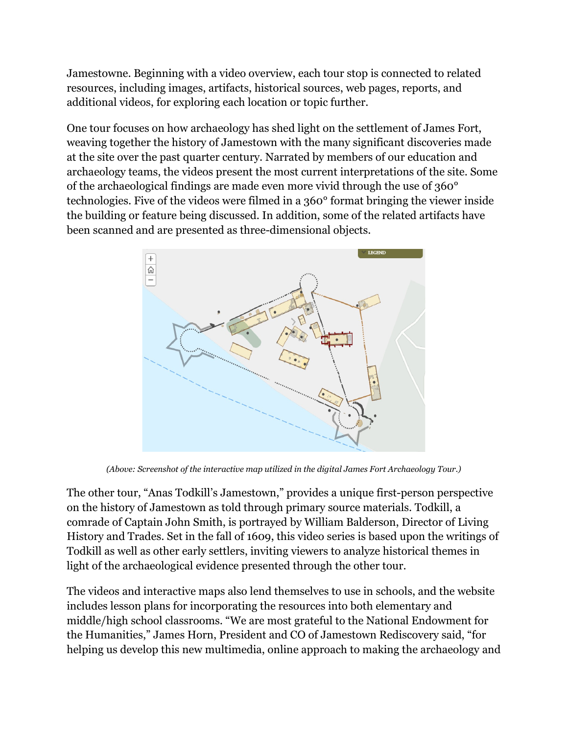Jamestowne. Beginning with a video overview, each tour stop is connected to related resources, including images, artifacts, historical sources, web pages, reports, and additional videos, for exploring each location or topic further.

One tour focuses on how archaeology has shed light on the settlement of James Fort, weaving together the history of Jamestown with the many significant discoveries made at the site over the past quarter century. Narrated by members of our education and archaeology teams, the videos present the most current interpretations of the site. Some of the archaeological findings are made even more vivid through the use of 360° technologies. Five of the videos were filmed in a 360° format bringing the viewer inside the building or feature being discussed. In addition, some of the related artifacts have been scanned and are presented as three-dimensional objects.

*(Above: Screenshot of the interactive map utilized in the digital James Fort Archaeology Tour.)*

The other tour, "Anas Todkill's Jamestown," provides a unique first-person perspective on the history of Jamestown as told through primary source materials. Todkill, a comrade of Captain John Smith, is portrayed by William Balderson, Director of Living History and Trades. Set in the fall of 1609, this video series is based upon the writings of Todkill as well as other early settlers, inviting viewers to analyze historical themes in light of the archaeological evidence presented through the other tour.

The videos and interactive maps also lend themselves to use in schools, and the website includes lesson plans for incorporating the resources into both elementary and middle/high school classrooms. "We are most grateful to the National Endowment for the Humanities," James Horn, President and CO of Jamestown Rediscovery said, "for helping us develop this new multimedia, online approach to making the archaeology and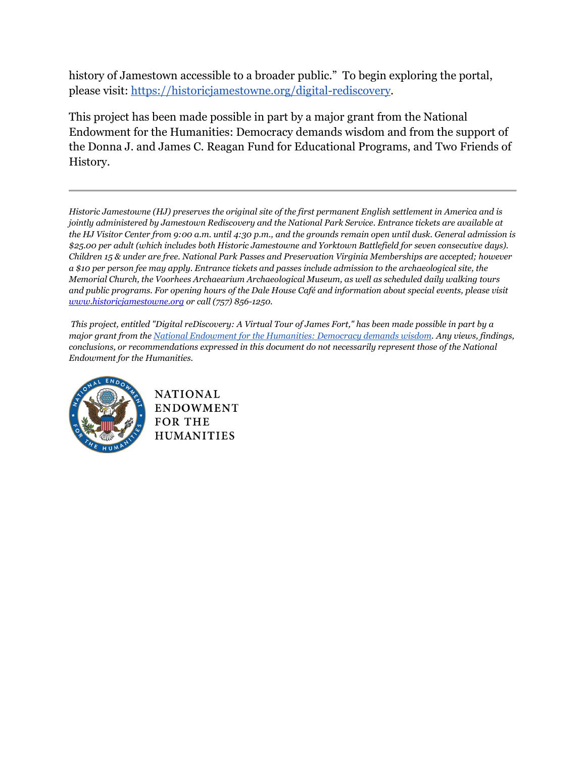history of Jamestown accessible to a broader public." To begin exploring the portal, please visit: [https://historicjamestowne.org/digital-rediscovery](https://historicjamestowne.org/digital-rediscovery).

This project has been made possible in part by a major grant from the National Endowment for the Humanities: Democracy demands wisdom and from the support of the Donna J. and James C. Reagan Fund for Educational Programs, and Two Friends of History.

---

*Historic Jamestowne (HJ) preserves the original site of the first permanent English settlement in America and is jointly administered by Jamestown Rediscovery and the National Park Service. Entrance tickets are available at the HJ Visitor Center from 9:00 a.m. until 4:30 p.m., and the grounds remain open until dusk. General admission is $25.00 per adult (which includes both Historic Jamestowne and Yorktown Battlefield for seven consecutive days). Children 15 & under are free. National Park Passes and Preservation Virginia Memberships are accepted; however a $10 per person fee may apply. Entrance tickets and passes include admission to the archaeological site, the Memorial Church, the Voorhees Archaearium Archaeological Museum, as well as scheduled daily walking tours and public programs. For opening hours of the Dale House Café and information about special events, please visit [www.historicjamestowne.org](www.historicjamestowne.org) or call (757) 856-1250.*

*This project, entitled "Digital reDiscovery: A Virtual Tour of James Fort," has been made possible in part by a major grant from the [National Endowment for the Humanities: Democracy demands wisdom](). Any views, findings, conclusions, or recommendations expressed in this document do not necessarily represent those of the National Endowment for the Humanities.*

NATIONAL ENDOWMENT FOR THE HUMANITIES